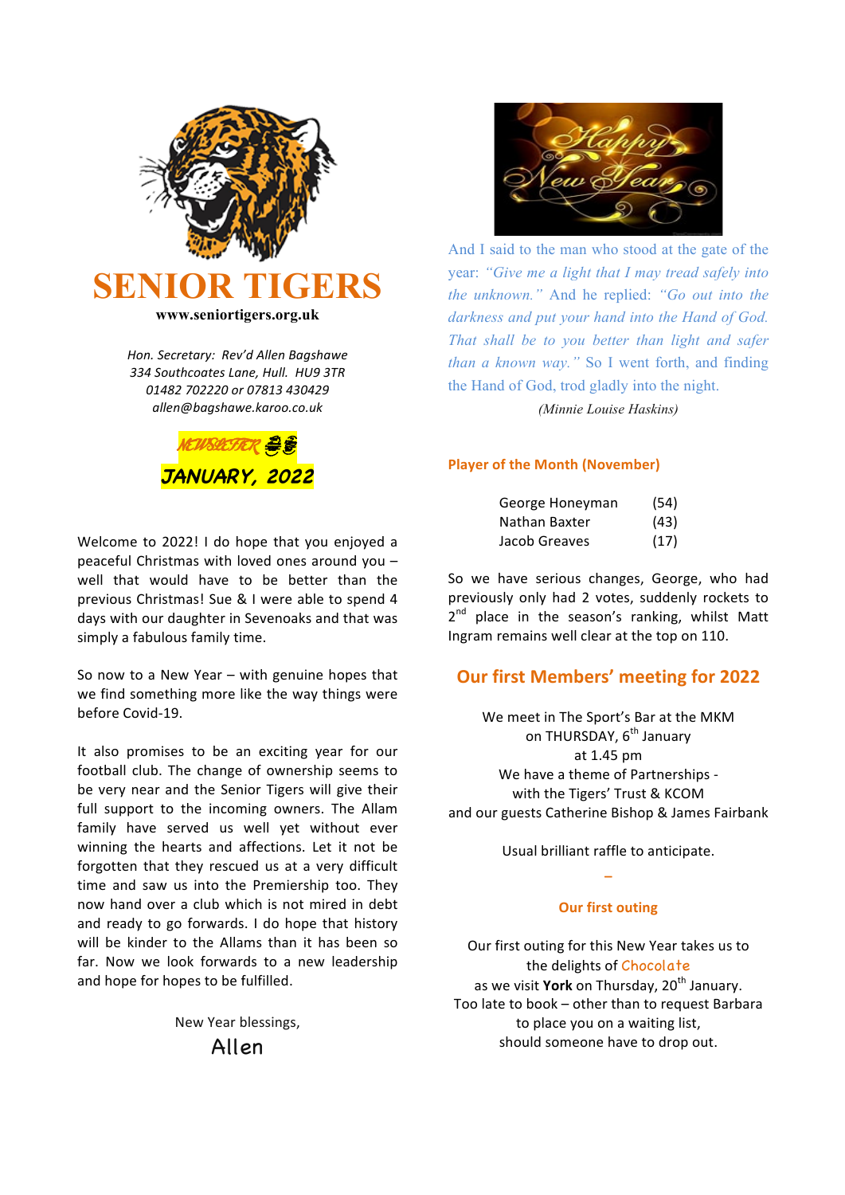# SENIOR TIGERS

**www.seniortigers.org.uk**

*Hon. Secretary: Rev'd Allen Bagshawe*
*334 Southcoates Lane, Hull. HU9 3TR*
*01482 702220 or 07813 430429*
*allen@bagshawe.karoo.co.uk*

**NEWSLETTER**
**JANUARY, 2022**

Welcome to 2022! I do hope that you enjoyed a peaceful Christmas with loved ones around you – well that would have to be better than the previous Christmas! Sue & I were able to spend 4 days with our daughter in Sevenoaks and that was simply a fabulous family time.

So now to a New Year – with genuine hopes that we find something more like the way things were before Covid-19.

It also promises to be an exciting year for our football club. The change of ownership seems to be very near and the Senior Tigers will give their full support to the incoming owners. The Allam family have served us well yet without ever winning the hearts and affections. Let it not be forgotten that they rescued us at a very difficult time and saw us into the Premiership too. They now hand over a club which is not mired in debt and ready to go forwards. I do hope that history will be kinder to the Allams than it has been so far. Now we look forwards to a new leadership and hope for hopes to be fulfilled.

New Year blessings,
Allen

And I said to the man who stood at the gate of the year: *"Give me a light that I may tread safely into the unknown."* And he replied: *"Go out into the darkness and put your hand into the Hand of God. That shall be to you better than light and safer than a known way."* So I went forth, and finding the Hand of God, trod gladly into the night.

*(Minnie Louise Haskins)*

**Player of the Month (November)**

| | |
|---|---|
| George Honeyman | (54) |
| Nathan Baxter | (43) |
| Jacob Greaves | (17) |

So we have serious changes, George, who had previously only had 2 votes, suddenly rockets to 2nd place in the season's ranking, whilst Matt Ingram remains well clear at the top on 110.

## Our first Members' meeting for 2022

We meet in The Sport's Bar at the MKM
on THURSDAY, 6th January
at 1.45 pm
We have a theme of Partnerships -
with the Tigers' Trust & KCOM
and our guests Catherine Bishop & James Fairbank

Usual brilliant raffle to anticipate.

–

**Our first outing**

Our first outing for this New Year takes us to the delights of Chocolate
as we visit **York** on Thursday, 20th January.
Too late to book – other than to request Barbara to place you on a waiting list,
should someone have to drop out.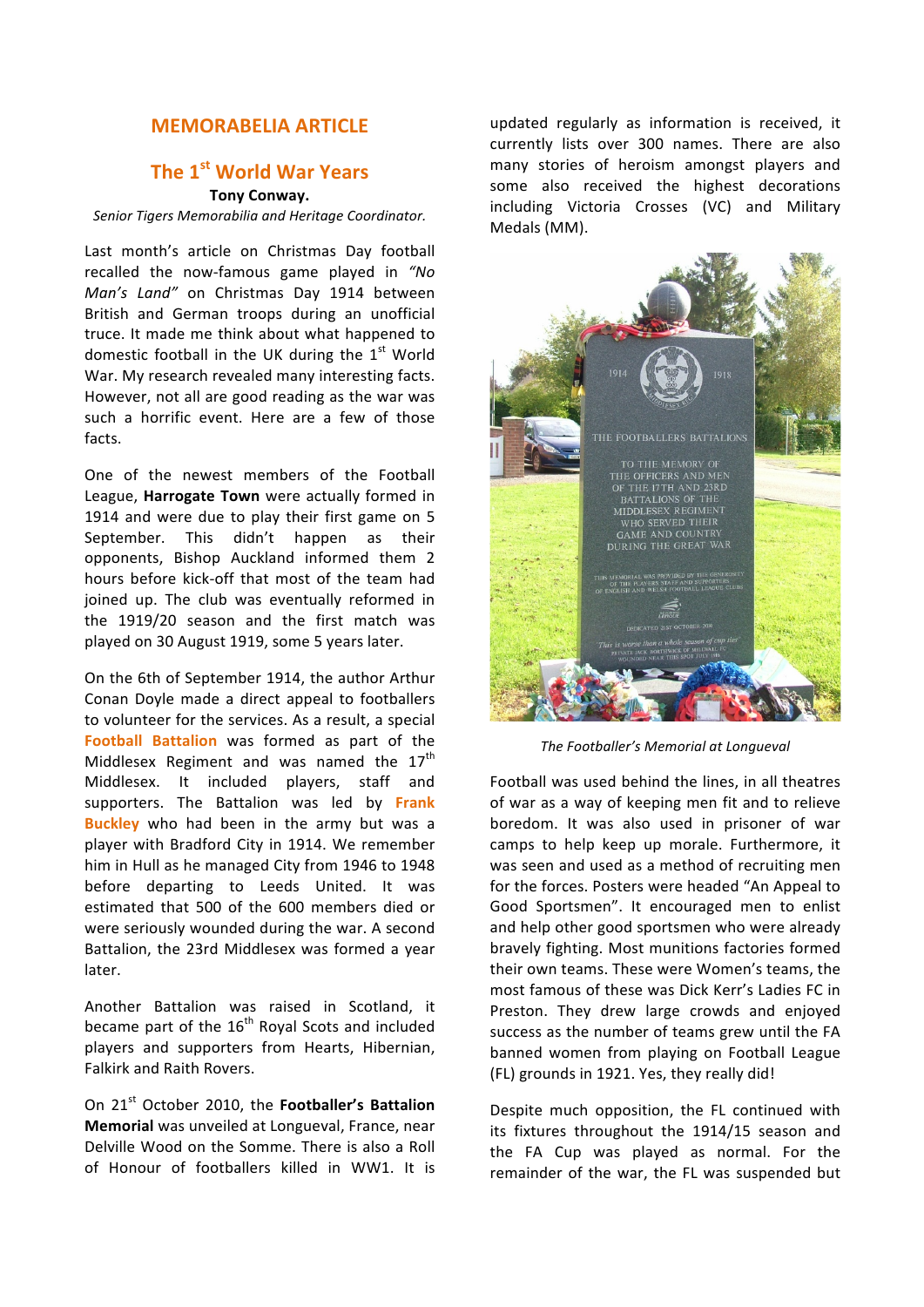## MEMORABELIA ARTICLE

## The 1st World War Years

**Tony Conway.**

*Senior Tigers Memorabilia and Heritage Coordinator.*

Last month's article on Christmas Day football recalled the now-famous game played in *"No Man's Land"* on Christmas Day 1914 between British and German troops during an unofficial truce. It made me think about what happened to domestic football in the UK during the 1st World War. My research revealed many interesting facts. However, not all are good reading as the war was such a horrific event. Here are a few of those facts.

One of the newest members of the Football League, **Harrogate Town** were actually formed in 1914 and were due to play their first game on 5 September. This didn't happen as their opponents, Bishop Auckland informed them 2 hours before kick-off that most of the team had joined up. The club was eventually reformed in the 1919/20 season and the first match was played on 30 August 1919, some 5 years later.

On the 6th of September 1914, the author Arthur Conan Doyle made a direct appeal to footballers to volunteer for the services. As a result, a special **Football Battalion** was formed as part of the Middlesex Regiment and was named the 17th Middlesex. It included players, staff and supporters. The Battalion was led by **Frank Buckley** who had been in the army but was a player with Bradford City in 1914. We remember him in Hull as he managed City from 1946 to 1948 before departing to Leeds United. It was estimated that 500 of the 600 members died or were seriously wounded during the war. A second Battalion, the 23rd Middlesex was formed a year later.

Another Battalion was raised in Scotland, it became part of the 16th Royal Scots and included players and supporters from Hearts, Hibernian, Falkirk and Raith Rovers.

On 21st October 2010, the **Footballer's Battalion Memorial** was unveiled at Longueval, France, near Delville Wood on the Somme. There is also a Roll of Honour of footballers killed in WW1. It is updated regularly as information is received, it currently lists over 300 names. There are also many stories of heroism amongst players and some also received the highest decorations including Victoria Crosses (VC) and Military Medals (MM).

*The Footballer's Memorial at Longueval*

Football was used behind the lines, in all theatres of war as a way of keeping men fit and to relieve boredom. It was also used in prisoner of war camps to help keep up morale. Furthermore, it was seen and used as a method of recruiting men for the forces. Posters were headed "An Appeal to Good Sportsmen". It encouraged men to enlist and help other good sportsmen who were already bravely fighting. Most munitions factories formed their own teams. These were Women's teams, the most famous of these was Dick Kerr's Ladies FC in Preston. They drew large crowds and enjoyed success as the number of teams grew until the FA banned women from playing on Football League (FL) grounds in 1921. Yes, they really did!

Despite much opposition, the FL continued with its fixtures throughout the 1914/15 season and the FA Cup was played as normal. For the remainder of the war, the FL was suspended but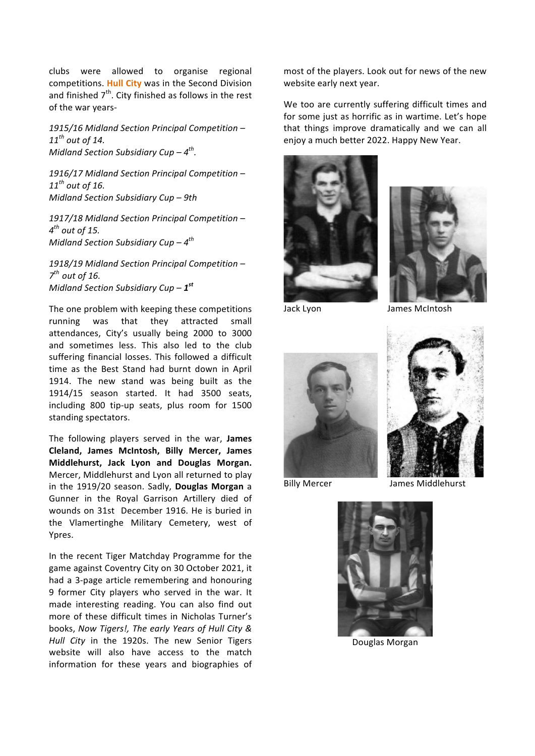clubs were allowed to organise regional competitions. **Hull City** was in the Second Division and finished 7th. City finished as follows in the rest of the war years-

*1915/16 Midland Section Principal Competition – 11th out of 14.*
*Midland Section Subsidiary Cup – 4th.*

*1916/17 Midland Section Principal Competition – 11th out of 16.*
*Midland Section Subsidiary Cup – 9th*

*1917/18 Midland Section Principal Competition – 4th out of 15.*
*Midland Section Subsidiary Cup – 4th*

*1918/19 Midland Section Principal Competition – 7th out of 16.*
*Midland Section Subsidiary Cup – **1st***

The one problem with keeping these competitions running was that they attracted small attendances, City's usually being 2000 to 3000 and sometimes less. This also led to the club suffering financial losses. This followed a difficult time as the Best Stand had burnt down in April 1914. The new stand was being built as the 1914/15 season started. It had 3500 seats, including 800 tip-up seats, plus room for 1500 standing spectators.

The following players served in the war, **James Cleland, James McIntosh, Billy Mercer, James Middlehurst, Jack Lyon and Douglas Morgan.** Mercer, Middlehurst and Lyon all returned to play in the 1919/20 season. Sadly, **Douglas Morgan** a Gunner in the Royal Garrison Artillery died of wounds on 31st December 1916. He is buried in the Vlamertinghe Military Cemetery, west of Ypres.

In the recent Tiger Matchday Programme for the game against Coventry City on 30 October 2021, it had a 3-page article remembering and honouring 9 former City players who served in the war. It made interesting reading. You can also find out more of these difficult times in Nicholas Turner's books, *Now Tigers!, The early Years of Hull City & Hull City* in the 1920s. The new Senior Tigers website will also have access to the match information for these years and biographies of most of the players. Look out for news of the new website early next year.

We too are currently suffering difficult times and for some just as horrific as in wartime. Let's hope that things improve dramatically and we can all enjoy a much better 2022. Happy New Year.

Jack Lyon

James McIntosh

Billy Mercer

James Middlehurst

Douglas Morgan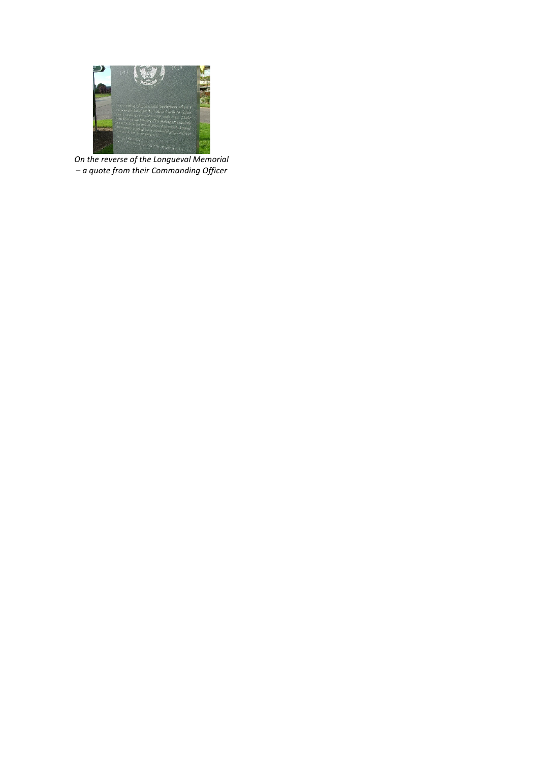*On the reverse of the Longueval Memorial – a quote from their Commanding Officer*